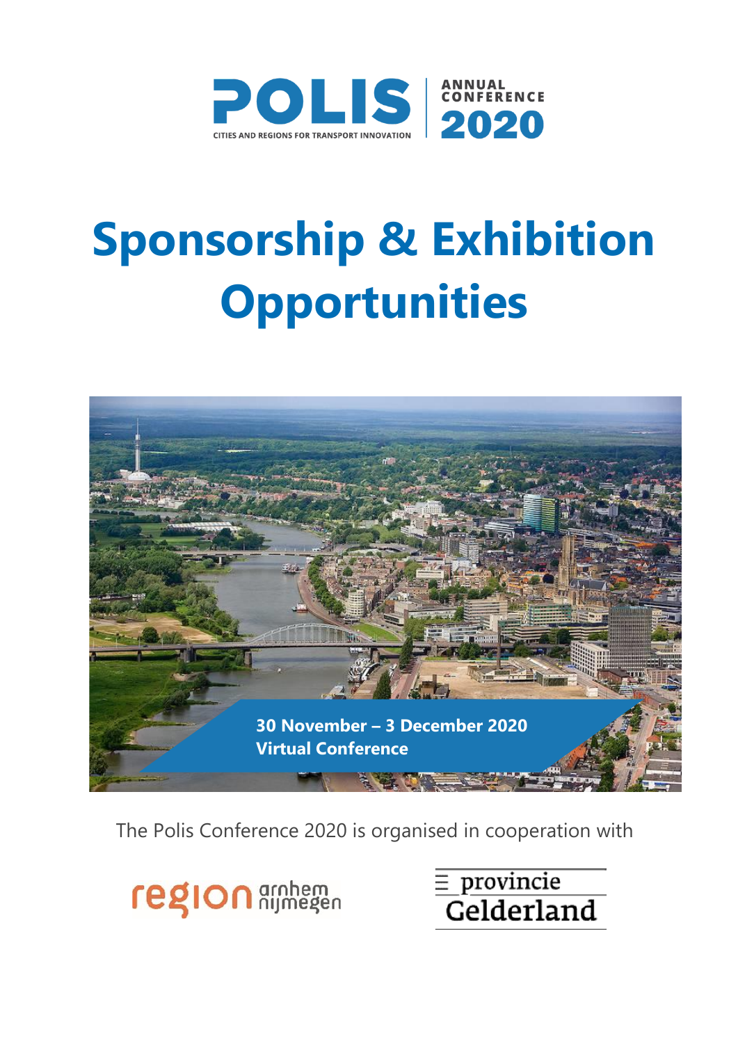POLIS

CITIES AND REGIONS FOR TRANSPORT INNOVATION

ANNUAL CONFERENCE 2020

# Sponsorship & Exhibition Opportunities

**30 November – 3 December 2020**
**Virtual Conference**

The Polis Conference 2020 is organised in cooperation with

region arnhem nijmegen

provincie Gelderland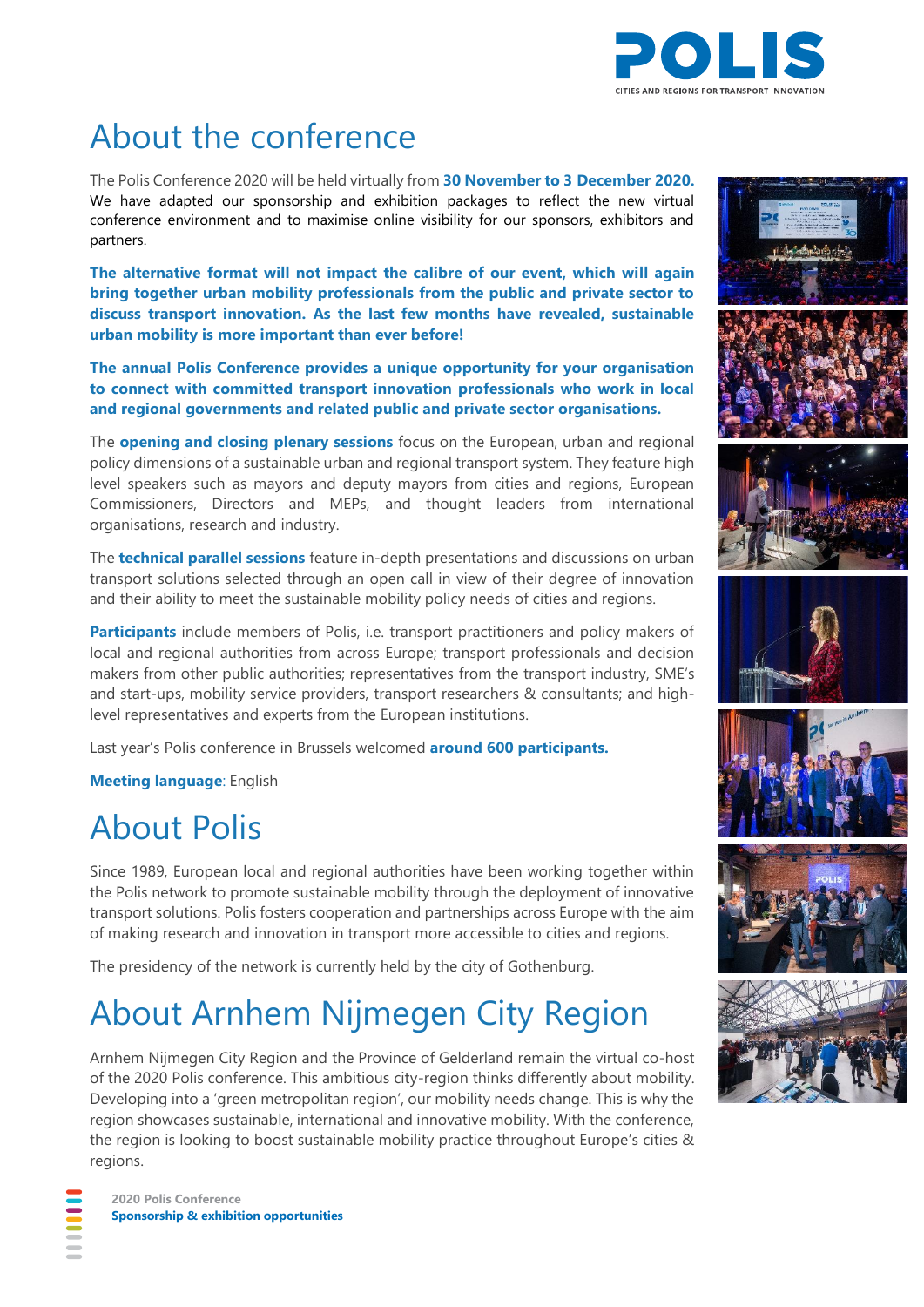# About the conference

The Polis Conference 2020 will be held virtually from **30 November to 3 December 2020.** We have adapted our sponsorship and exhibition packages to reflect the new virtual conference environment and to maximise online visibility for our sponsors, exhibitors and partners.

**The alternative format will not impact the calibre of our event, which will again bring together urban mobility professionals from the public and private sector to discuss transport innovation. As the last few months have revealed, sustainable urban mobility is more important than ever before!**

**The annual Polis Conference provides a unique opportunity for your organisation to connect with committed transport innovation professionals who work in local and regional governments and related public and private sector organisations.**

The **opening and closing plenary sessions** focus on the European, urban and regional policy dimensions of a sustainable urban and regional transport system. They feature high level speakers such as mayors and deputy mayors from cities and regions, European Commissioners, Directors and MEPs, and thought leaders from international organisations, research and industry.

The **technical parallel sessions** feature in-depth presentations and discussions on urban transport solutions selected through an open call in view of their degree of innovation and their ability to meet the sustainable mobility policy needs of cities and regions.

**Participants** include members of Polis, i.e. transport practitioners and policy makers of local and regional authorities from across Europe; transport professionals and decision makers from other public authorities; representatives from the transport industry, SME's and start-ups, mobility service providers, transport researchers & consultants; and high-level representatives and experts from the European institutions.

Last year's Polis conference in Brussels welcomed **around 600 participants.**

**Meeting language**: English

# About Polis

Since 1989, European local and regional authorities have been working together within the Polis network to promote sustainable mobility through the deployment of innovative transport solutions. Polis fosters cooperation and partnerships across Europe with the aim of making research and innovation in transport more accessible to cities and regions.

The presidency of the network is currently held by the city of Gothenburg.

# About Arnhem Nijmegen City Region

Arnhem Nijmegen City Region and the Province of Gelderland remain the virtual co-host of the 2020 Polis conference. This ambitious city-region thinks differently about mobility. Developing into a 'green metropolitan region', our mobility needs change. This is why the region showcases sustainable, international and innovative mobility. With the conference, the region is looking to boost sustainable mobility practice throughout Europe's cities & regions.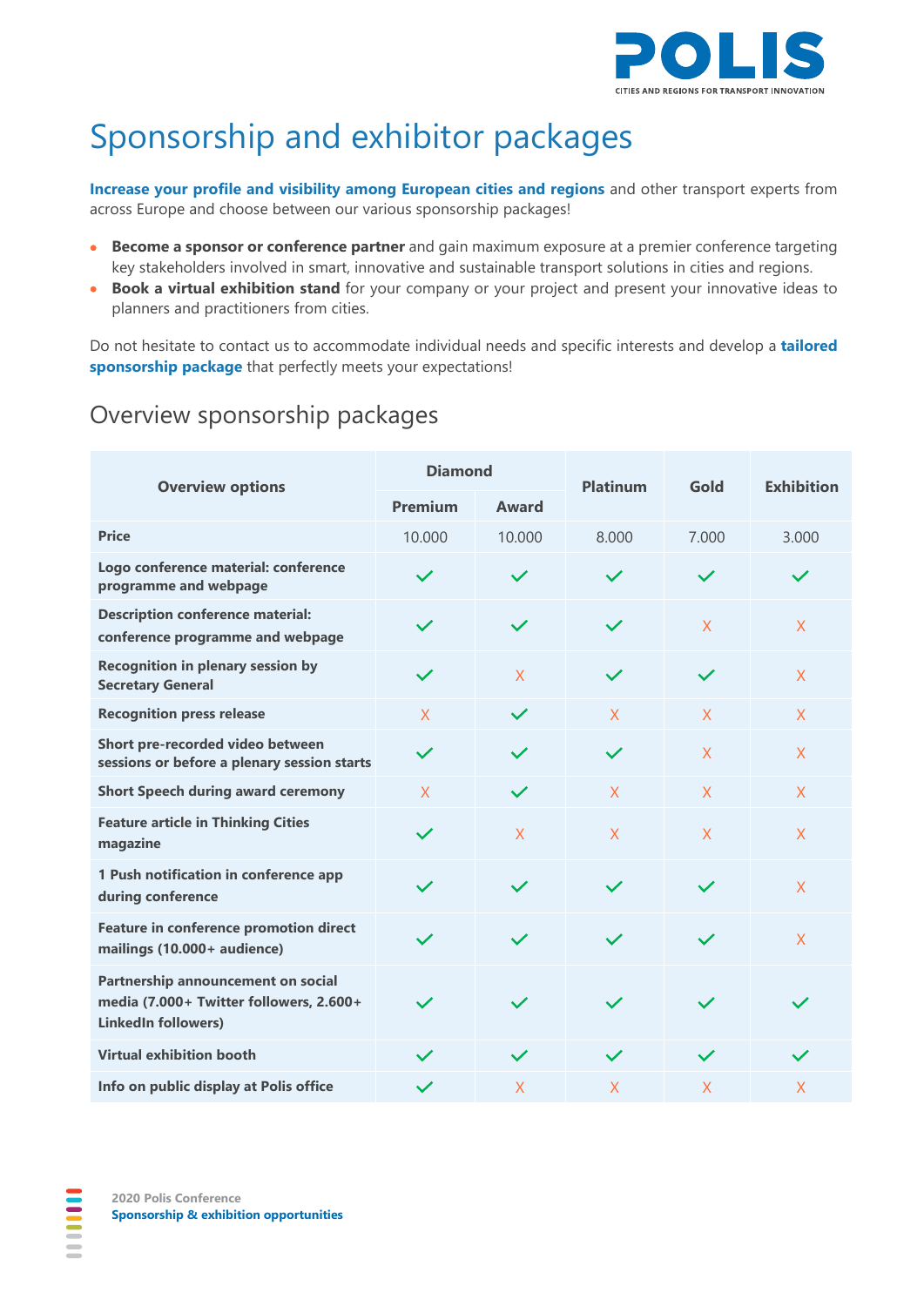# Sponsorship and exhibitor packages

**Increase your profile and visibility among European cities and regions** and other transport experts from across Europe and choose between our various sponsorship packages!

- **Become a sponsor or conference partner** and gain maximum exposure at a premier conference targeting key stakeholders involved in smart, innovative and sustainable transport solutions in cities and regions.
- **Book a virtual exhibition stand** for your company or your project and present your innovative ideas to planners and practitioners from cities.

Do not hesitate to contact us to accommodate individual needs and specific interests and develop a **tailored sponsorship package** that perfectly meets your expectations!

## Overview sponsorship packages

| Overview options | Diamond | | Platinum | Gold | Exhibition |
|---|---|---|---|---|---|
| | Premium | Award | | | |
| **Price** | 10.000 | 10.000 | 8.000 | 7.000 | 3.000 |
| **Logo conference material: conference programme and webpage** | ✓ | ✓ | ✓ | ✓ | ✓ |
| **Description conference material: conference programme and webpage** | ✓ | ✓ | ✓ | X | X |
| **Recognition in plenary session by Secretary General** | ✓ | X | ✓ | ✓ | X |
| **Recognition press release** | X | ✓ | X | X | X |
| **Short pre-recorded video between sessions or before a plenary session starts** | ✓ | ✓ | ✓ | X | X |
| **Short Speech during award ceremony** | X | ✓ | X | X | X |
| **Feature article in Thinking Cities magazine** | ✓ | X | X | X | X |
| **1 Push notification in conference app during conference** | ✓ | ✓ | ✓ | ✓ | X |
| **Feature in conference promotion direct mailings (10.000+ audience)** | ✓ | ✓ | ✓ | ✓ | X |
| **Partnership announcement on social media (7.000+ Twitter followers, 2.600+ LinkedIn followers)** | ✓ | ✓ | ✓ | ✓ | ✓ |
| **Virtual exhibition booth** | ✓ | ✓ | ✓ | ✓ | ✓ |
| **Info on public display at Polis office** | ✓ | X | X | X | X |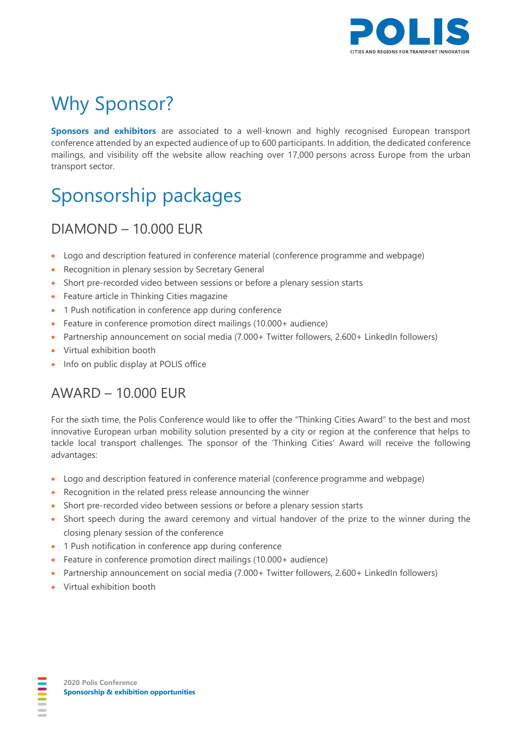# Why Sponsor?

**Sponsors and exhibitors** are associated to a well-known and highly recognised European transport conference attended by an expected audience of up to 600 participants. In addition, the dedicated conference mailings, and visibility off the website allow reaching over 17,000 persons across Europe from the urban transport sector.

# Sponsorship packages

## DIAMOND – 10.000 EUR

- Logo and description featured in conference material (conference programme and webpage)
- Recognition in plenary session by Secretary General
- Short pre-recorded video between sessions or before a plenary session starts
- Feature article in Thinking Cities magazine
- 1 Push notification in conference app during conference
- Feature in conference promotion direct mailings (10.000+ audience)
- Partnership announcement on social media (7.000+ Twitter followers, 2.600+ LinkedIn followers)
- Virtual exhibition booth
- Info on public display at POLIS office

## AWARD – 10.000 EUR

For the sixth time, the Polis Conference would like to offer the "Thinking Cities Award" to the best and most innovative European urban mobility solution presented by a city or region at the conference that helps to tackle local transport challenges. The sponsor of the 'Thinking Cities' Award will receive the following advantages:

- Logo and description featured in conference material (conference programme and webpage)
- Recognition in the related press release announcing the winner
- Short pre-recorded video between sessions or before a plenary session starts
- Short speech during the award ceremony and virtual handover of the prize to the winner during the closing plenary session of the conference
- 1 Push notification in conference app during conference
- Feature in conference promotion direct mailings (10.000+ audience)
- Partnership announcement on social media (7.000+ Twitter followers, 2.600+ LinkedIn followers)
- Virtual exhibition booth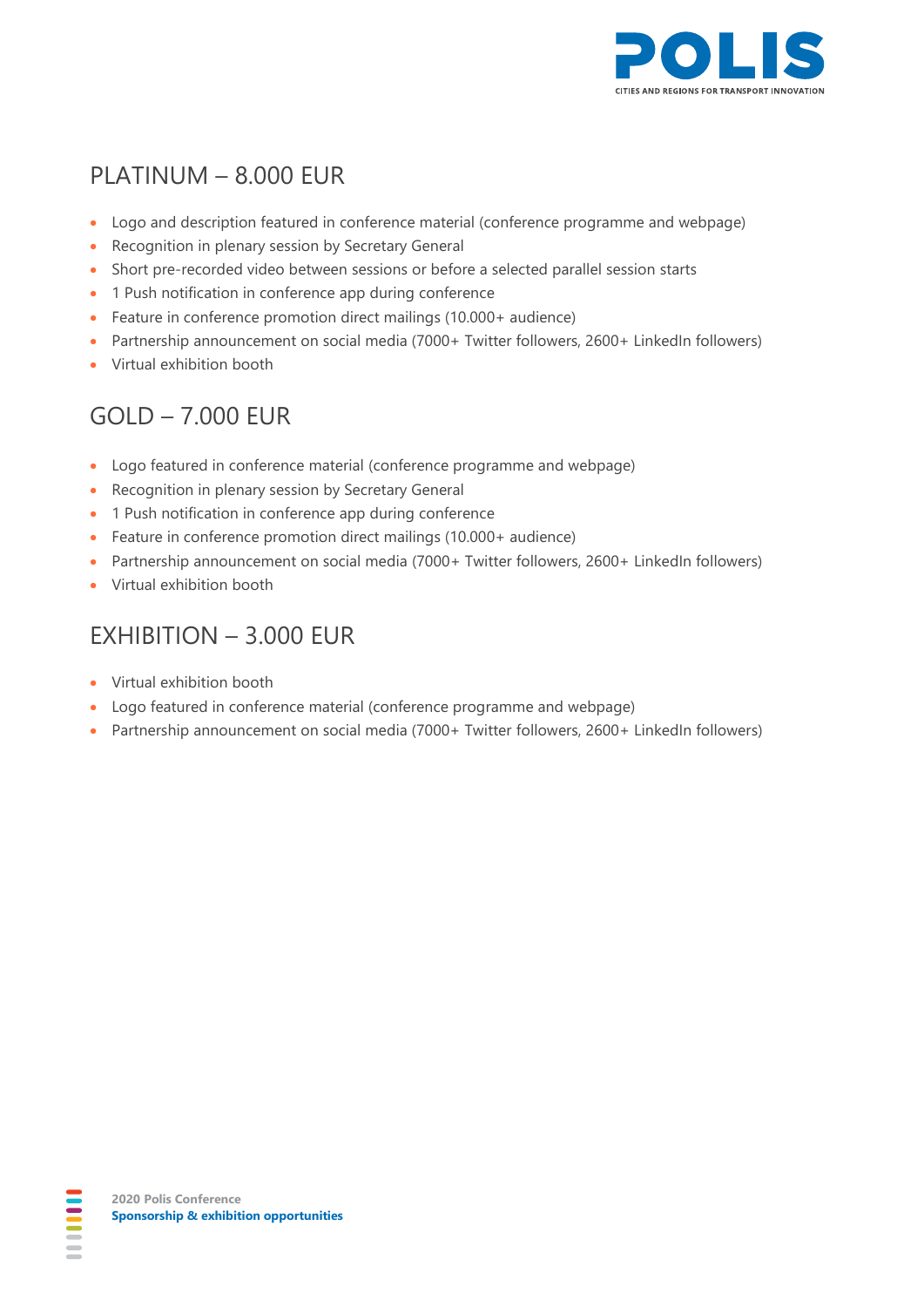## PLATINUM – 8.000 EUR

- Logo and description featured in conference material (conference programme and webpage)
- Recognition in plenary session by Secretary General
- Short pre-recorded video between sessions or before a selected parallel session starts
- 1 Push notification in conference app during conference
- Feature in conference promotion direct mailings (10.000+ audience)
- Partnership announcement on social media (7000+ Twitter followers, 2600+ LinkedIn followers)
- Virtual exhibition booth

## GOLD – 7.000 EUR

- Logo featured in conference material (conference programme and webpage)
- Recognition in plenary session by Secretary General
- 1 Push notification in conference app during conference
- Feature in conference promotion direct mailings (10.000+ audience)
- Partnership announcement on social media (7000+ Twitter followers, 2600+ LinkedIn followers)
- Virtual exhibition booth

## EXHIBITION – 3.000 EUR

- Virtual exhibition booth
- Logo featured in conference material (conference programme and webpage)
- Partnership announcement on social media (7000+ Twitter followers, 2600+ LinkedIn followers)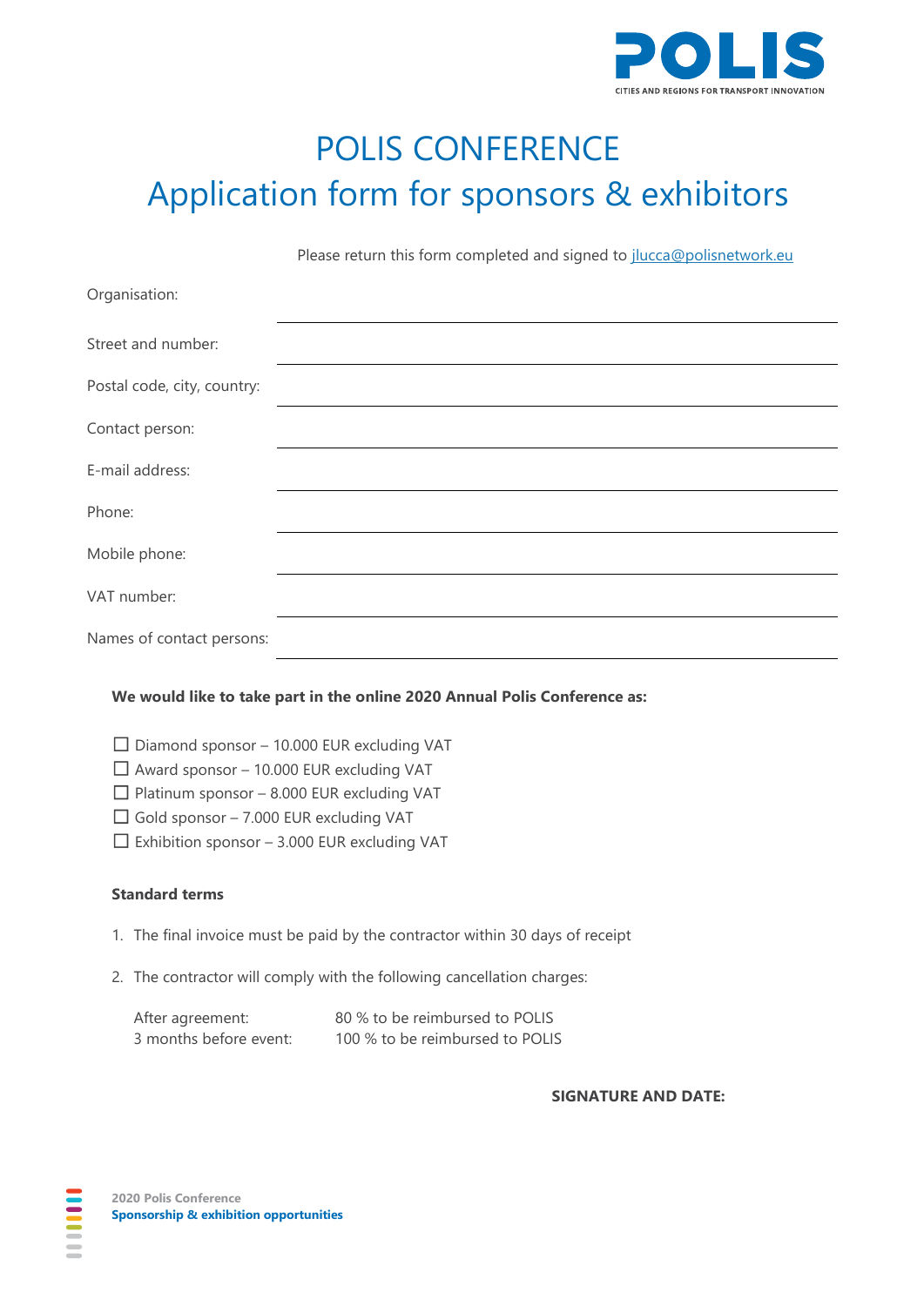POLIS

CITIES AND REGIONS FOR TRANSPORT INNOVATION

# POLIS CONFERENCE
# Application form for sponsors & exhibitors

Please return this form completed and signed to [jlucca@polisnetwork.eu](mailto:jlucca@polisnetwork.eu)

Organisation: \_\_\_\_\_\_\_\_\_\_\_\_\_\_\_\_\_\_\_\_\_\_\_\_\_\_\_\_\_\_\_\_\_\_\_\_\_\_\_\_

Street and number: \_\_\_\_\_\_\_\_\_\_\_\_\_\_\_\_\_\_\_\_\_\_\_\_\_\_\_\_\_\_\_\_\_\_\_\_\_\_\_\_

Postal code, city, country: \_\_\_\_\_\_\_\_\_\_\_\_\_\_\_\_\_\_\_\_\_\_\_\_\_\_\_\_\_\_\_\_\_\_\_\_\_\_\_\_

Contact person: \_\_\_\_\_\_\_\_\_\_\_\_\_\_\_\_\_\_\_\_\_\_\_\_\_\_\_\_\_\_\_\_\_\_\_\_\_\_\_\_

E-mail address: \_\_\_\_\_\_\_\_\_\_\_\_\_\_\_\_\_\_\_\_\_\_\_\_\_\_\_\_\_\_\_\_\_\_\_\_\_\_\_\_

Phone: \_\_\_\_\_\_\_\_\_\_\_\_\_\_\_\_\_\_\_\_\_\_\_\_\_\_\_\_\_\_\_\_\_\_\_\_\_\_\_\_

Mobile phone: \_\_\_\_\_\_\_\_\_\_\_\_\_\_\_\_\_\_\_\_\_\_\_\_\_\_\_\_\_\_\_\_\_\_\_\_\_\_\_\_

VAT number: \_\_\_\_\_\_\_\_\_\_\_\_\_\_\_\_\_\_\_\_\_\_\_\_\_\_\_\_\_\_\_\_\_\_\_\_\_\_\_\_

Names of contact persons: \_\_\_\_\_\_\_\_\_\_\_\_\_\_\_\_\_\_\_\_\_\_\_\_\_\_\_\_\_\_\_\_\_\_\_\_\_\_\_\_

**We would like to take part in the online 2020 Annual Polis Conference as:**

- ☐ Diamond sponsor – 10.000 EUR excluding VAT
- ☐ Award sponsor – 10.000 EUR excluding VAT
- ☐ Platinum sponsor – 8.000 EUR excluding VAT
- ☐ Gold sponsor – 7.000 EUR excluding VAT
- ☐ Exhibition sponsor – 3.000 EUR excluding VAT

**Standard terms**

1. The final invoice must be paid by the contractor within 30 days of receipt
2. The contractor will comply with the following cancellation charges:

| | |
|---|---|
| After agreement: | 80 % to be reimbursed to POLIS |
| 3 months before event: | 100 % to be reimbursed to POLIS |

**SIGNATURE AND DATE:**